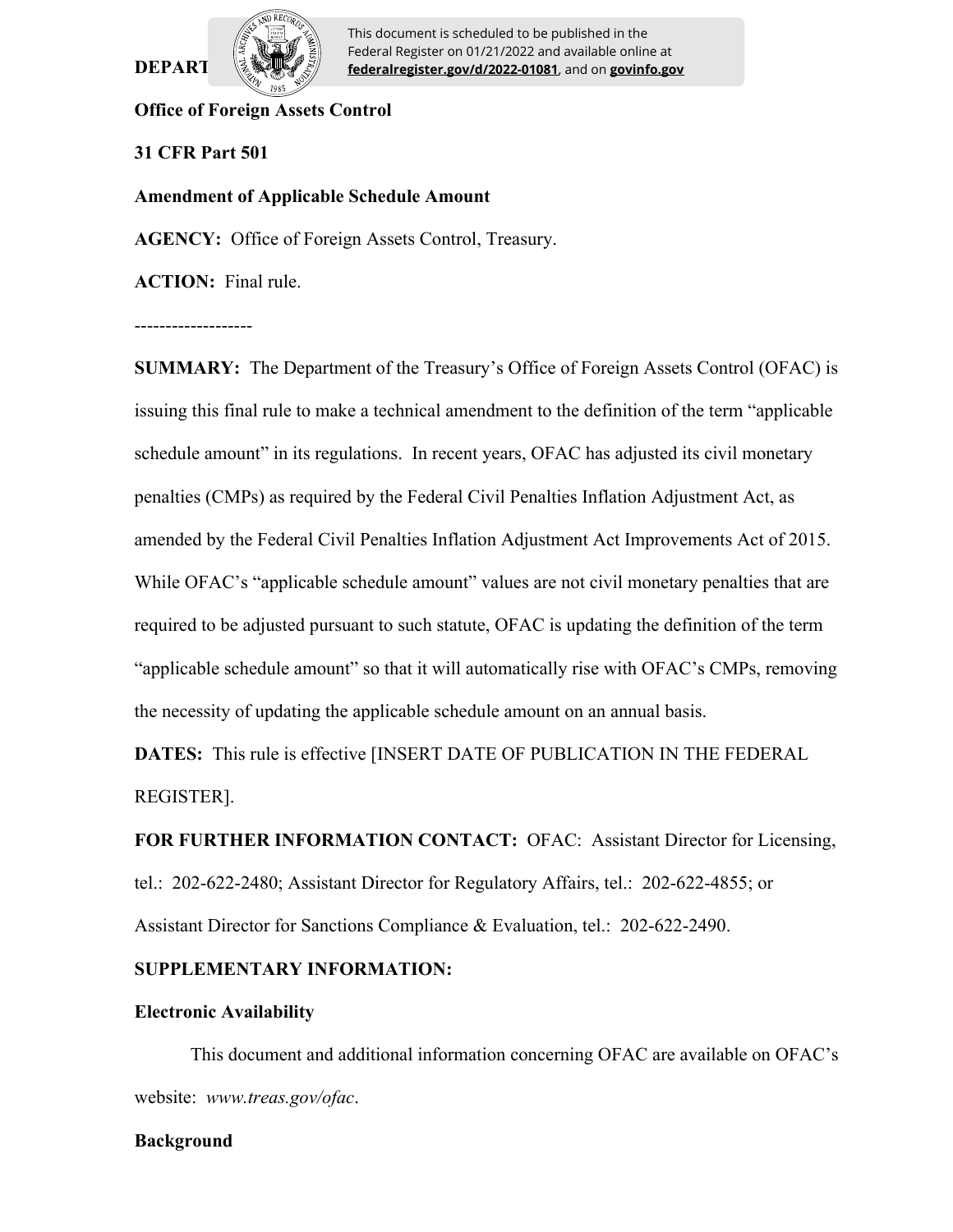**DEPARTMENT OF THE TREASURY**

**Office of Foreign Assets Control**

**31 CFR Part 501**

**Amendment of Applicable Schedule Amount**

**AGENCY:** Office of Foreign Assets Control, Treasury.

**ACTION:** Final rule.

-------------------

**SUMMARY:** The Department of the Treasury's Office of Foreign Assets Control (OFAC) is issuing this final rule to make a technical amendment to the definition of the term "applicable schedule amount" in its regulations. In recent years, OFAC has adjusted its civil monetary penalties (CMPs) as required by the Federal Civil Penalties Inflation Adjustment Act, as amended by the Federal Civil Penalties Inflation Adjustment Act Improvements Act of 2015. While OFAC's "applicable schedule amount" values are not civil monetary penalties that are required to be adjusted pursuant to such statute, OFAC is updating the definition of the term "applicable schedule amount" so that it will automatically rise with OFAC's CMPs, removing the necessity of updating the applicable schedule amount on an annual basis.

**DATES:** This rule is effective [INSERT DATE OF PUBLICATION IN THE FEDERAL REGISTER].

**FOR FURTHER INFORMATION CONTACT:** OFAC: Assistant Director for Licensing, tel.: 202-622-2480; Assistant Director for Regulatory Affairs, tel.: 202-622-4855; or Assistant Director for Sanctions Compliance & Evaluation, tel.: 202-622-2490.

**SUPPLEMENTARY INFORMATION:**

**Electronic Availability**

This document and additional information concerning OFAC are available on OFAC's website: *www.treas.gov/ofac*.

**Background**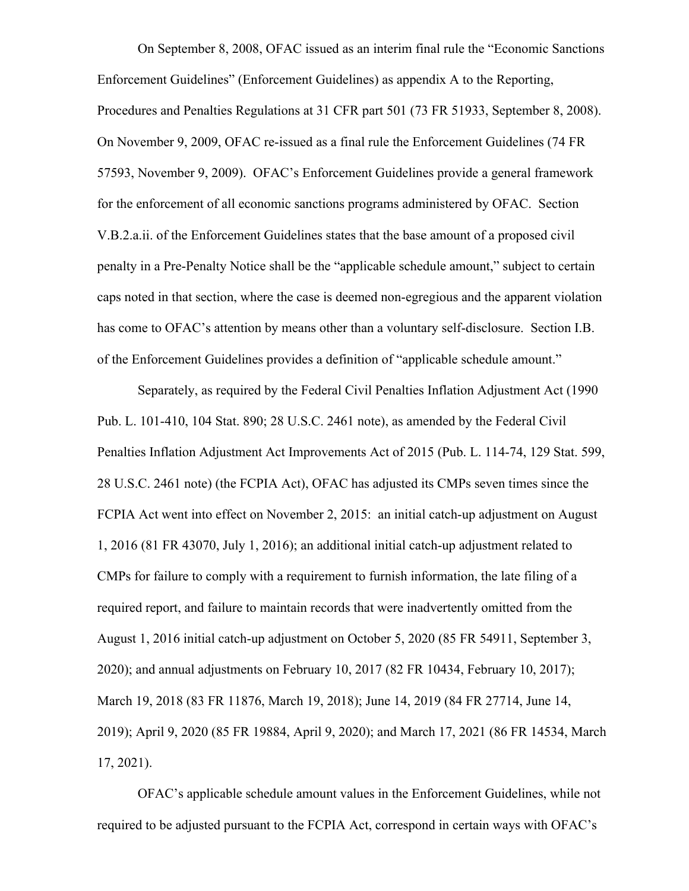On September 8, 2008, OFAC issued as an interim final rule the "Economic Sanctions Enforcement Guidelines" (Enforcement Guidelines) as appendix A to the Reporting, Procedures and Penalties Regulations at 31 CFR part 501 (73 FR 51933, September 8, 2008). On November 9, 2009, OFAC re-issued as a final rule the Enforcement Guidelines (74 FR 57593, November 9, 2009). OFAC's Enforcement Guidelines provide a general framework for the enforcement of all economic sanctions programs administered by OFAC. Section V.B.2.a.ii. of the Enforcement Guidelines states that the base amount of a proposed civil penalty in a Pre-Penalty Notice shall be the "applicable schedule amount," subject to certain caps noted in that section, where the case is deemed non-egregious and the apparent violation has come to OFAC's attention by means other than a voluntary self-disclosure. Section I.B. of the Enforcement Guidelines provides a definition of "applicable schedule amount."

Separately, as required by the Federal Civil Penalties Inflation Adjustment Act (1990 Pub. L. 101-410, 104 Stat. 890; 28 U.S.C. 2461 note), as amended by the Federal Civil Penalties Inflation Adjustment Act Improvements Act of 2015 (Pub. L. 114-74, 129 Stat. 599, 28 U.S.C. 2461 note) (the FCPIA Act), OFAC has adjusted its CMPs seven times since the FCPIA Act went into effect on November 2, 2015: an initial catch-up adjustment on August 1, 2016 (81 FR 43070, July 1, 2016); an additional initial catch-up adjustment related to CMPs for failure to comply with a requirement to furnish information, the late filing of a required report, and failure to maintain records that were inadvertently omitted from the August 1, 2016 initial catch-up adjustment on October 5, 2020 (85 FR 54911, September 3, 2020); and annual adjustments on February 10, 2017 (82 FR 10434, February 10, 2017); March 19, 2018 (83 FR 11876, March 19, 2018); June 14, 2019 (84 FR 27714, June 14, 2019); April 9, 2020 (85 FR 19884, April 9, 2020); and March 17, 2021 (86 FR 14534, March 17, 2021).

OFAC's applicable schedule amount values in the Enforcement Guidelines, while not required to be adjusted pursuant to the FCPIA Act, correspond in certain ways with OFAC's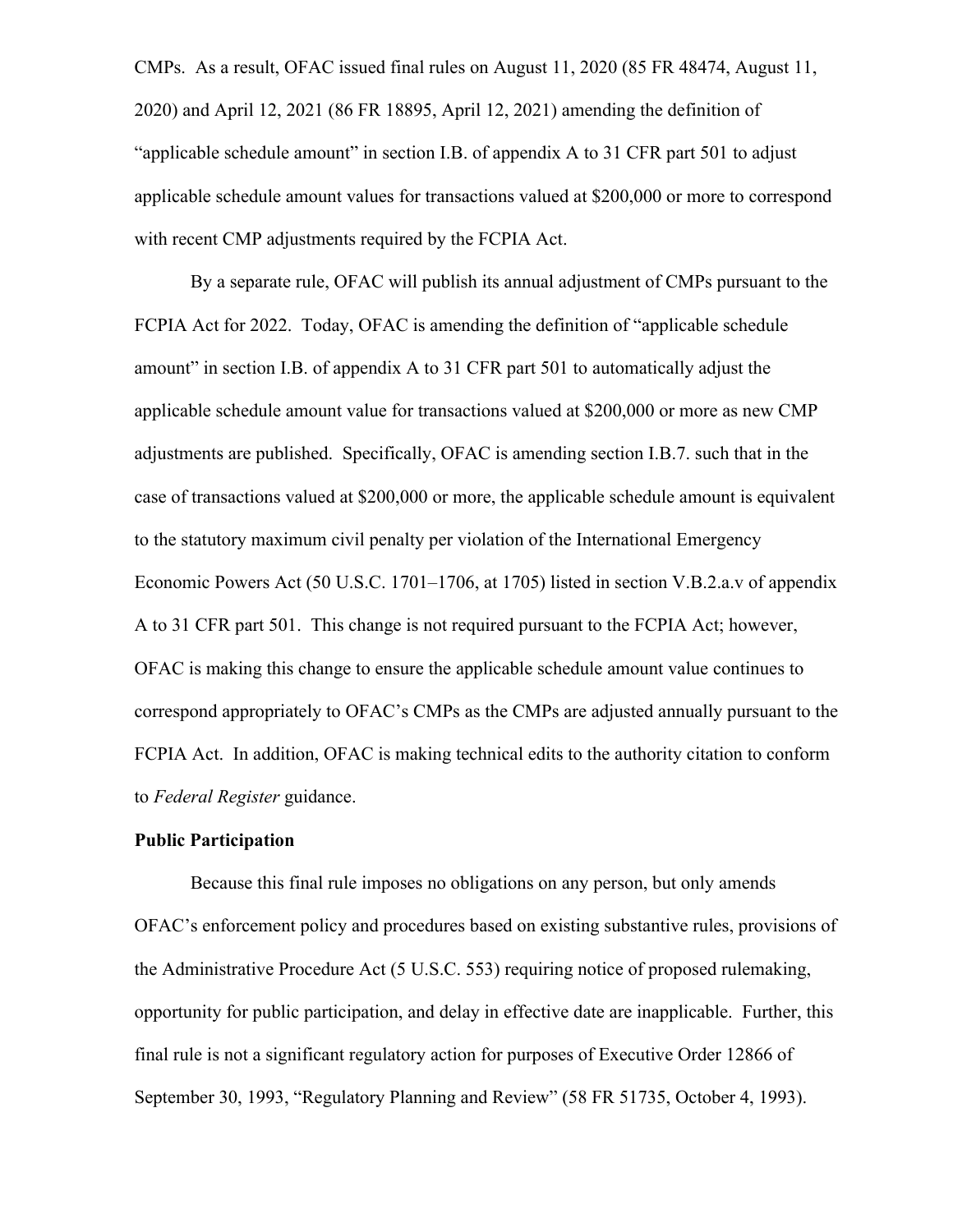CMPs. As a result, OFAC issued final rules on August 11, 2020 (85 FR 48474, August 11, 2020) and April 12, 2021 (86 FR 18895, April 12, 2021) amending the definition of "applicable schedule amount" in section I.B. of appendix A to 31 CFR part 501 to adjust applicable schedule amount values for transactions valued at $200,000 or more to correspond with recent CMP adjustments required by the FCPIA Act.

By a separate rule, OFAC will publish its annual adjustment of CMPs pursuant to the FCPIA Act for 2022. Today, OFAC is amending the definition of "applicable schedule amount" in section I.B. of appendix A to 31 CFR part 501 to automatically adjust the applicable schedule amount value for transactions valued at $200,000 or more as new CMP adjustments are published. Specifically, OFAC is amending section I.B.7. such that in the case of transactions valued at $200,000 or more, the applicable schedule amount is equivalent to the statutory maximum civil penalty per violation of the International Emergency Economic Powers Act (50 U.S.C. 1701–1706, at 1705) listed in section V.B.2.a.v of appendix A to 31 CFR part 501. This change is not required pursuant to the FCPIA Act; however, OFAC is making this change to ensure the applicable schedule amount value continues to correspond appropriately to OFAC's CMPs as the CMPs are adjusted annually pursuant to the FCPIA Act. In addition, OFAC is making technical edits to the authority citation to conform to *Federal Register* guidance.

**Public Participation**

Because this final rule imposes no obligations on any person, but only amends OFAC's enforcement policy and procedures based on existing substantive rules, provisions of the Administrative Procedure Act (5 U.S.C. 553) requiring notice of proposed rulemaking, opportunity for public participation, and delay in effective date are inapplicable. Further, this final rule is not a significant regulatory action for purposes of Executive Order 12866 of September 30, 1993, "Regulatory Planning and Review" (58 FR 51735, October 4, 1993).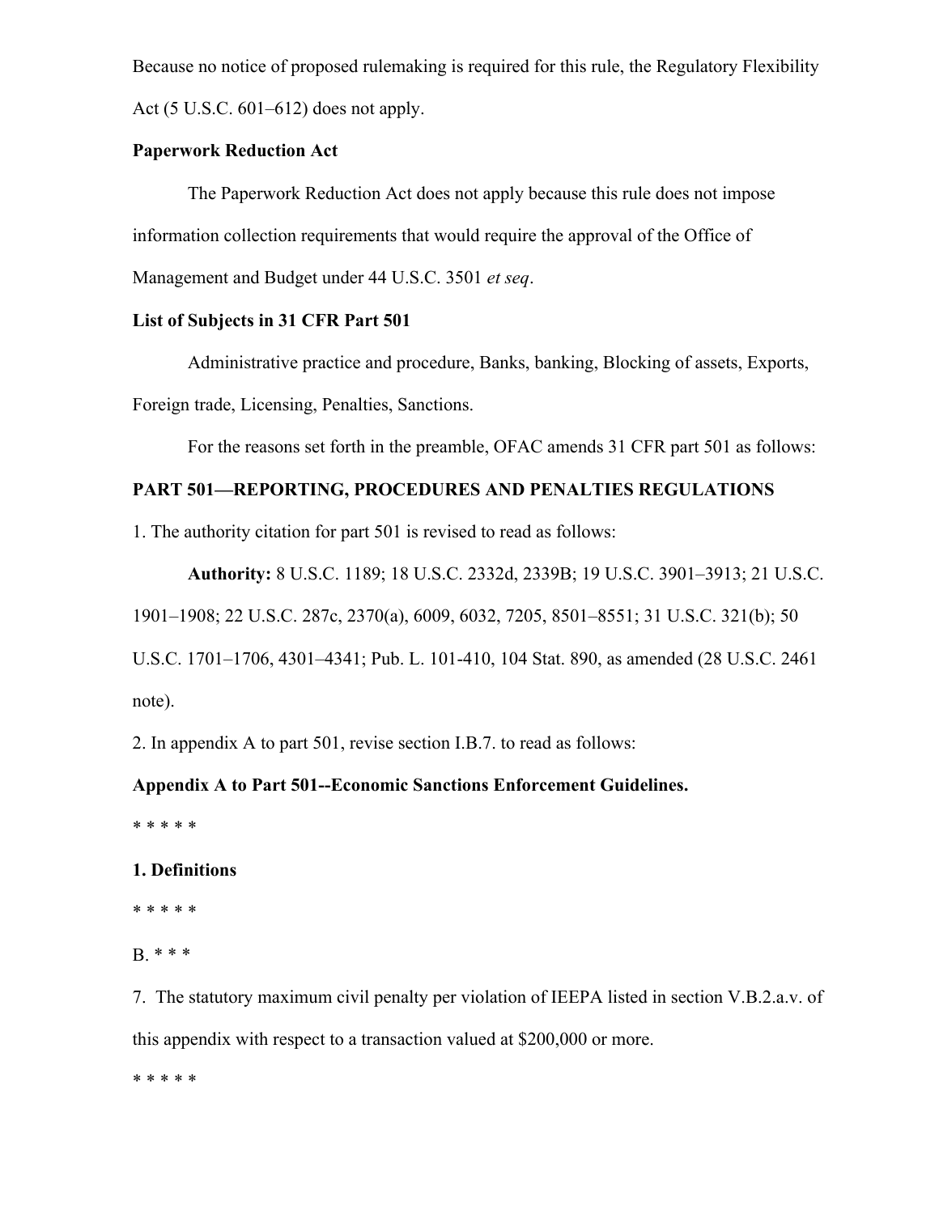Because no notice of proposed rulemaking is required for this rule, the Regulatory Flexibility Act (5 U.S.C. 601–612) does not apply.

**Paperwork Reduction Act**

The Paperwork Reduction Act does not apply because this rule does not impose information collection requirements that would require the approval of the Office of Management and Budget under 44 U.S.C. 3501 *et seq*.

**List of Subjects in 31 CFR Part 501**

Administrative practice and procedure, Banks, banking, Blocking of assets, Exports, Foreign trade, Licensing, Penalties, Sanctions.

For the reasons set forth in the preamble, OFAC amends 31 CFR part 501 as follows:

**PART 501—REPORTING, PROCEDURES AND PENALTIES REGULATIONS**

1. The authority citation for part 501 is revised to read as follows:

**Authority:** 8 U.S.C. 1189; 18 U.S.C. 2332d, 2339B; 19 U.S.C. 3901–3913; 21 U.S.C. 1901–1908; 22 U.S.C. 287c, 2370(a), 6009, 6032, 7205, 8501–8551; 31 U.S.C. 321(b); 50 U.S.C. 1701–1706, 4301–4341; Pub. L. 101-410, 104 Stat. 890, as amended (28 U.S.C. 2461 note).

2. In appendix A to part 501, revise section I.B.7. to read as follows:

**Appendix A to Part 501--Economic Sanctions Enforcement Guidelines.**

* * * * *

**1. Definitions**

* * * * *

B. * * *

7. The statutory maximum civil penalty per violation of IEEPA listed in section V.B.2.a.v. of this appendix with respect to a transaction valued at $200,000 or more.

* * * * *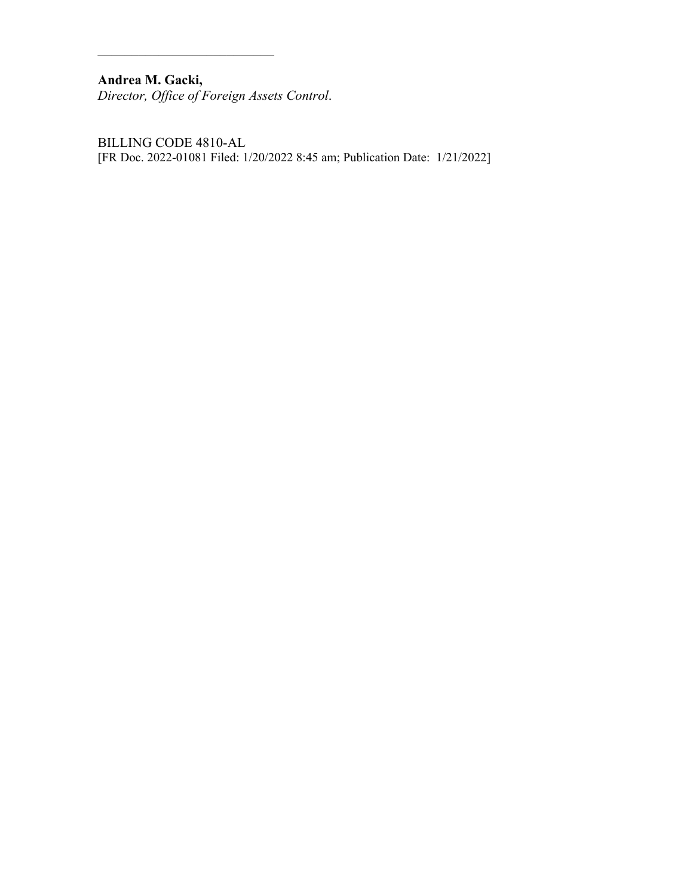\_\_\_\_\_\_\_\_\_\_\_\_\_\_\_\_\_\_\_\_\_\_\_\_\_\_\_

**Andrea M. Gacki,**
*Director, Office of Foreign Assets Control*.

BILLING CODE 4810-AL
[FR Doc. 2022-01081 Filed: 1/20/2022 8:45 am; Publication Date: 1/21/2022]